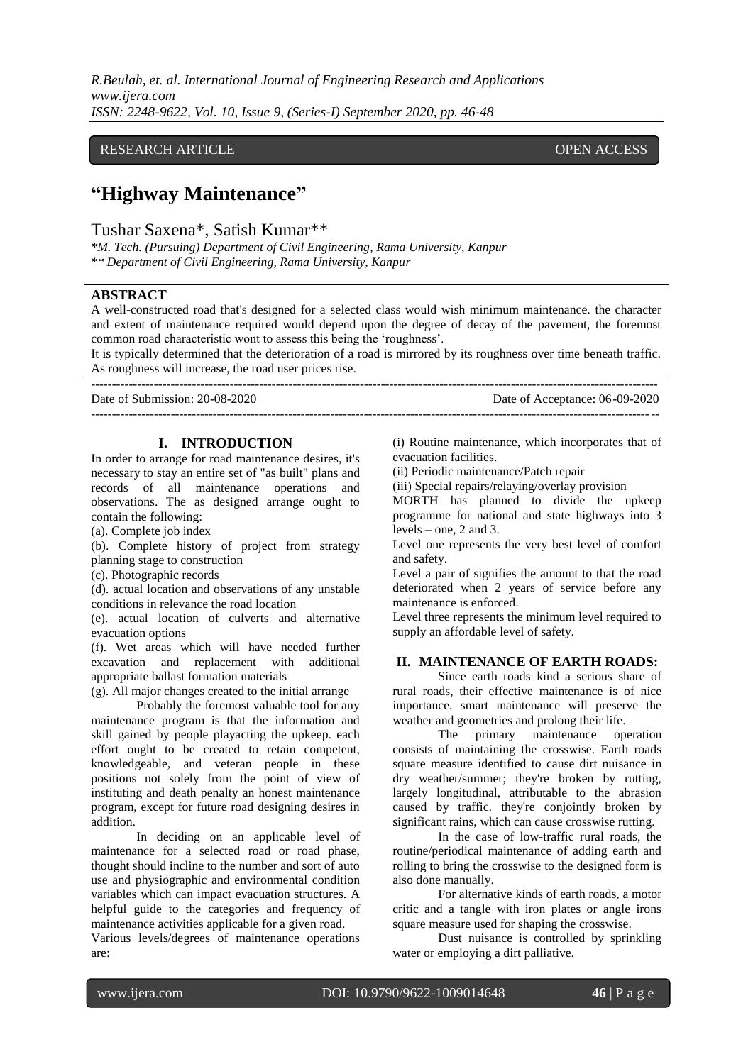RESEARCH ARTICLE OPEN ACCESS

# "Highway Maintenance"

## Tushar Saxena*, Satish Kumar**

*\*M. Tech. (Pursuing) Department of Civil Engineering, Rama University, Kanpur*
*\*\* Department of Civil Engineering, Rama University, Kanpur*

**ABSTRACT**

A well-constructed road that's designed for a selected class would wish minimum maintenance. the character and extent of maintenance required would depend upon the degree of decay of the pavement, the foremost common road characteristic wont to assess this being the 'roughness'.

It is typically determined that the deterioration of a road is mirrored by its roughness over time beneath traffic. As roughness will increase, the road user prices rise.

Date of Submission: 20-08-2020 Date of Acceptance: 06-09-2020

## I. INTRODUCTION

In order to arrange for road maintenance desires, it's necessary to stay an entire set of "as built" plans and records of all maintenance operations and observations. The as designed arrange ought to contain the following:

(a). Complete job index

(b). Complete history of project from strategy planning stage to construction

(c). Photographic records

(d). actual location and observations of any unstable conditions in relevance the road location

(e). actual location of culverts and alternative evacuation options

(f). Wet areas which will have needed further excavation and replacement with additional appropriate ballast formation materials

(g). All major changes created to the initial arrange

Probably the foremost valuable tool for any maintenance program is that the information and skill gained by people playacting the upkeep. each effort ought to be created to retain competent, knowledgeable, and veteran people in these positions not solely from the point of view of instituting and death penalty an honest maintenance program, except for future road designing desires in addition.

In deciding on an applicable level of maintenance for a selected road or road phase, thought should incline to the number and sort of auto use and physiographic and environmental condition variables which can impact evacuation structures. A helpful guide to the categories and frequency of maintenance activities applicable for a given road.

Various levels/degrees of maintenance operations are:

(i) Routine maintenance, which incorporates that of evacuation facilities.

(ii) Periodic maintenance/Patch repair

(iii) Special repairs/relaying/overlay provision

MORTH has planned to divide the upkeep programme for national and state highways into 3 levels – one, 2 and 3.

Level one represents the very best level of comfort and safety.

Level a pair of signifies the amount to that the road deteriorated when 2 years of service before any maintenance is enforced.

Level three represents the minimum level required to supply an affordable level of safety.

## II. MAINTENANCE OF EARTH ROADS:

Since earth roads kind a serious share of rural roads, their effective maintenance is of nice importance. smart maintenance will preserve the weather and geometries and prolong their life.

The primary maintenance operation consists of maintaining the crosswise. Earth roads square measure identified to cause dirt nuisance in dry weather/summer; they're broken by rutting, largely longitudinal, attributable to the abrasion caused by traffic. they're conjointly broken by significant rains, which can cause crosswise rutting.

In the case of low-traffic rural roads, the routine/periodical maintenance of adding earth and rolling to bring the crosswise to the designed form is also done manually.

For alternative kinds of earth roads, a motor critic and a tangle with iron plates or angle irons square measure used for shaping the crosswise.

Dust nuisance is controlled by sprinkling water or employing a dirt palliative.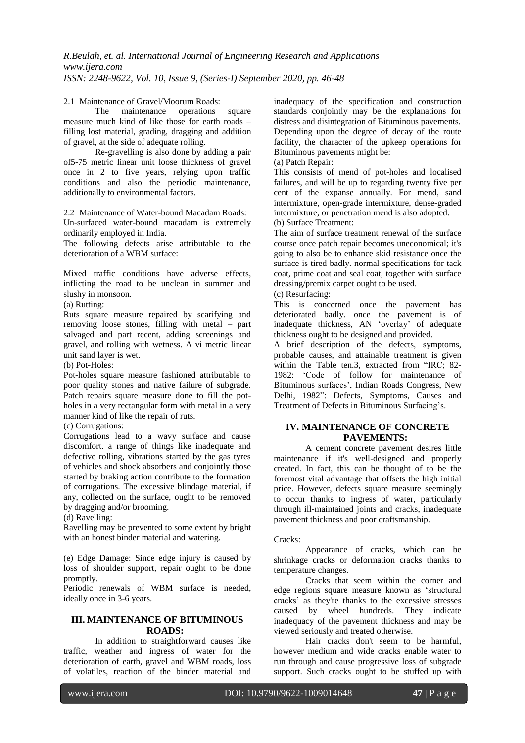2.1 Maintenance of Gravel/Moorum Roads:

The maintenance operations square measure much kind of like those for earth roads – filling lost material, grading, dragging and addition of gravel, at the side of adequate rolling.

Re-gravelling is also done by adding a pair of5-75 metric linear unit loose thickness of gravel once in 2 to five years, relying upon traffic conditions and also the periodic maintenance, additionally to environmental factors.

2.2 Maintenance of Water-bound Macadam Roads:

Un-surfaced water-bound macadam is extremely ordinarily employed in India.

The following defects arise attributable to the deterioration of a WBM surface:

Mixed traffic conditions have adverse effects, inflicting the road to be unclean in summer and slushy in monsoon.

(a) Rutting:

Ruts square measure repaired by scarifying and removing loose stones, filling with metal – part salvaged and part recent, adding screenings and gravel, and rolling with wetness. A vi metric linear unit sand layer is wet.

(b) Pot-Holes:

Pot-holes square measure fashioned attributable to poor quality stones and native failure of subgrade. Patch repairs square measure done to fill the pot-holes in a very rectangular form with metal in a very manner kind of like the repair of ruts.

(c) Corrugations:

Corrugations lead to a wavy surface and cause discomfort. a range of things like inadequate and defective rolling, vibrations started by the gas tyres of vehicles and shock absorbers and conjointly those started by braking action contribute to the formation of corrugations. The excessive blindage material, if any, collected on the surface, ought to be removed by dragging and/or brooming.

(d) Ravelling:

Ravelling may be prevented to some extent by bright with an honest binder material and watering.

(e) Edge Damage: Since edge injury is caused by loss of shoulder support, repair ought to be done promptly.

Periodic renewals of WBM surface is needed, ideally once in 3-6 years.

## III. MAINTENANCE OF BITUMINOUS ROADS:

In addition to straightforward causes like traffic, weather and ingress of water for the deterioration of earth, gravel and WBM roads, loss of volatiles, reaction of the binder material and inadequacy of the specification and construction standards conjointly may be the explanations for distress and disintegration of Bituminous pavements. Depending upon the degree of decay of the route facility, the character of the upkeep operations for Bituminous pavements might be:

(a) Patch Repair:

This consists of mend of pot-holes and localised failures, and will be up to regarding twenty five per cent of the expanse annually. For mend, sand intermixture, open-grade intermixture, dense-graded intermixture, or penetration mend is also adopted.

(b) Surface Treatment:

The aim of surface treatment renewal of the surface course once patch repair becomes uneconomical; it's going to also be to enhance skid resistance once the surface is tired badly. normal specifications for tack coat, prime coat and seal coat, together with surface dressing/premix carpet ought to be used.

(c) Resurfacing:

This is concerned once the pavement has deteriorated badly. once the pavement is of inadequate thickness, AN 'overlay' of adequate thickness ought to be designed and provided.

A brief description of the defects, symptoms, probable causes, and attainable treatment is given within the Table ten.3, extracted from "IRC; 82-1982: 'Code of follow for maintenance of Bituminous surfaces', Indian Roads Congress, New Delhi, 1982": Defects, Symptoms, Causes and Treatment of Defects in Bituminous Surfacing's.

## IV. MAINTENANCE OF CONCRETE PAVEMENTS:

A cement concrete pavement desires little maintenance if it's well-designed and properly created. In fact, this can be thought of to be the foremost vital advantage that offsets the high initial price. However, defects square measure seemingly to occur thanks to ingress of water, particularly through ill-maintained joints and cracks, inadequate pavement thickness and poor craftsmanship.

Cracks:

Appearance of cracks, which can be shrinkage cracks or deformation cracks thanks to temperature changes.

Cracks that seem within the corner and edge regions square measure known as 'structural cracks' as they're thanks to the excessive stresses caused by wheel hundreds. They indicate inadequacy of the pavement thickness and may be viewed seriously and treated otherwise.

Hair cracks don't seem to be harmful, however medium and wide cracks enable water to run through and cause progressive loss of subgrade support. Such cracks ought to be stuffed up with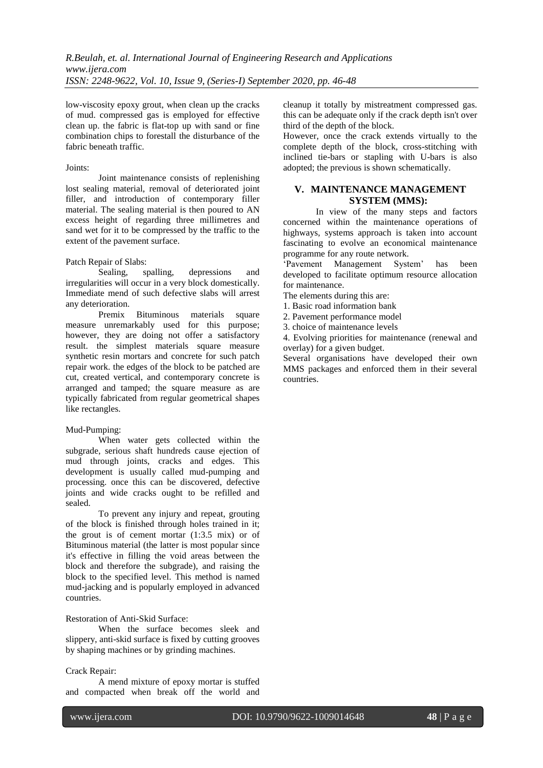low-viscosity epoxy grout, when clean up the cracks of mud. compressed gas is employed for effective clean up. the fabric is flat-top up with sand or fine combination chips to forestall the disturbance of the fabric beneath traffic.

Joints:

Joint maintenance consists of replenishing lost sealing material, removal of deteriorated joint filler, and introduction of contemporary filler material. The sealing material is then poured to AN excess height of regarding three millimetres and sand wet for it to be compressed by the traffic to the extent of the pavement surface.

Patch Repair of Slabs:

Sealing, spalling, depressions and irregularities will occur in a very block domestically. Immediate mend of such defective slabs will arrest any deterioration.

Premix Bituminous materials square measure unremarkably used for this purpose; however, they are doing not offer a satisfactory result. the simplest materials square measure synthetic resin mortars and concrete for such patch repair work. the edges of the block to be patched are cut, created vertical, and contemporary concrete is arranged and tamped; the square measure as are typically fabricated from regular geometrical shapes like rectangles.

Mud-Pumping:

When water gets collected within the subgrade, serious shaft hundreds cause ejection of mud through joints, cracks and edges. This development is usually called mud-pumping and processing. once this can be discovered, defective joints and wide cracks ought to be refilled and sealed.

To prevent any injury and repeat, grouting of the block is finished through holes trained in it; the grout is of cement mortar (1:3.5 mix) or of Bituminous material (the latter is most popular since it's effective in filling the void areas between the block and therefore the subgrade), and raising the block to the specified level. This method is named mud-jacking and is popularly employed in advanced countries.

Restoration of Anti-Skid Surface:

When the surface becomes sleek and slippery, anti-skid surface is fixed by cutting grooves by shaping machines or by grinding machines.

Crack Repair:

A mend mixture of epoxy mortar is stuffed and compacted when break off the world and cleanup it totally by mistreatment compressed gas. this can be adequate only if the crack depth isn't over third of the depth of the block.

However, once the crack extends virtually to the complete depth of the block, cross-stitching with inclined tie-bars or stapling with U-bars is also adopted; the previous is shown schematically.

## V. MAINTENANCE MANAGEMENT SYSTEM (MMS):

In view of the many steps and factors concerned within the maintenance operations of highways, systems approach is taken into account fascinating to evolve an economical maintenance programme for any route network.

'Pavement Management System' has been developed to facilitate optimum resource allocation for maintenance.

The elements during this are:

1. Basic road information bank
2. Pavement performance model
3. choice of maintenance levels
4. Evolving priorities for maintenance (renewal and overlay) for a given budget.

Several organisations have developed their own MMS packages and enforced them in their several countries.